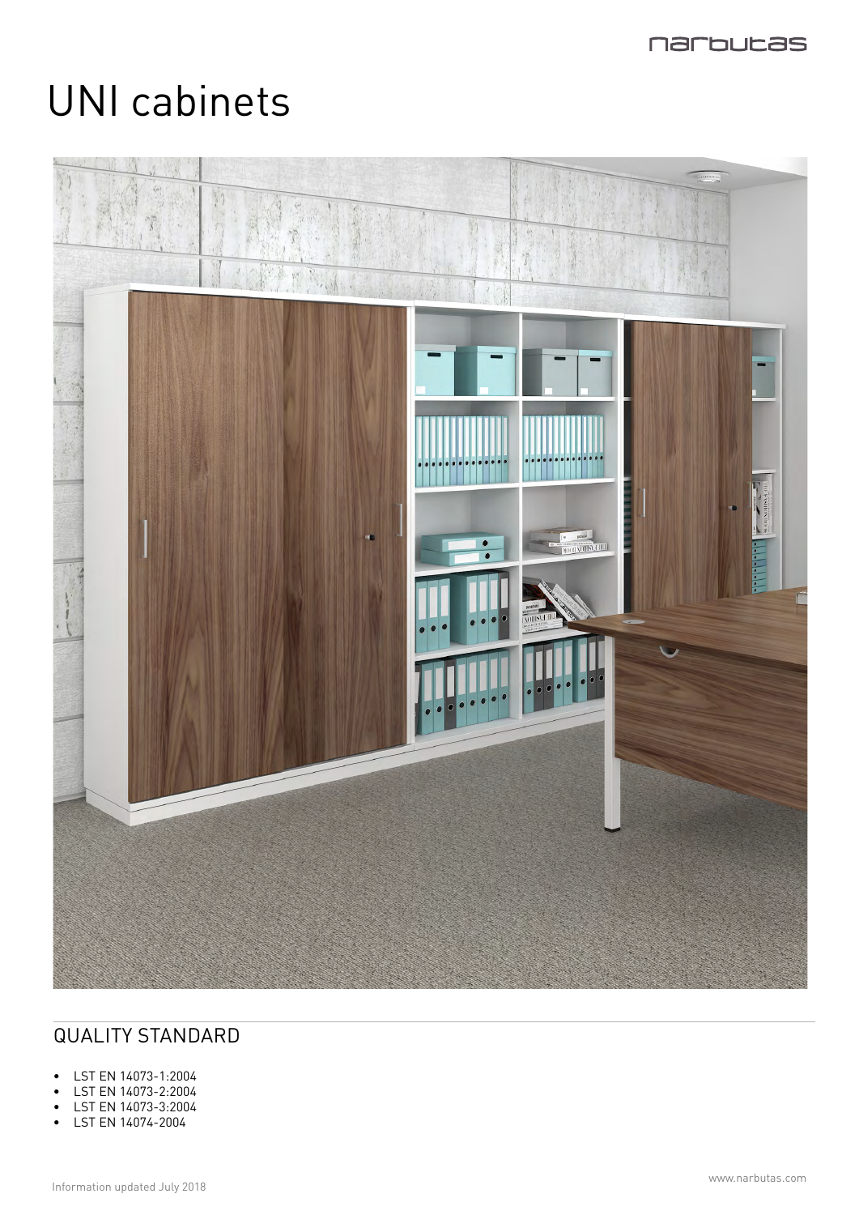# UNI cabinets

## QUALITY STANDARD

- LST EN 14073-1:2004
- LST EN 14073-2:2004
- LST EN 14073-3:2004
- LST EN 14074-2004

Information updated July 2018

www.narbutas.com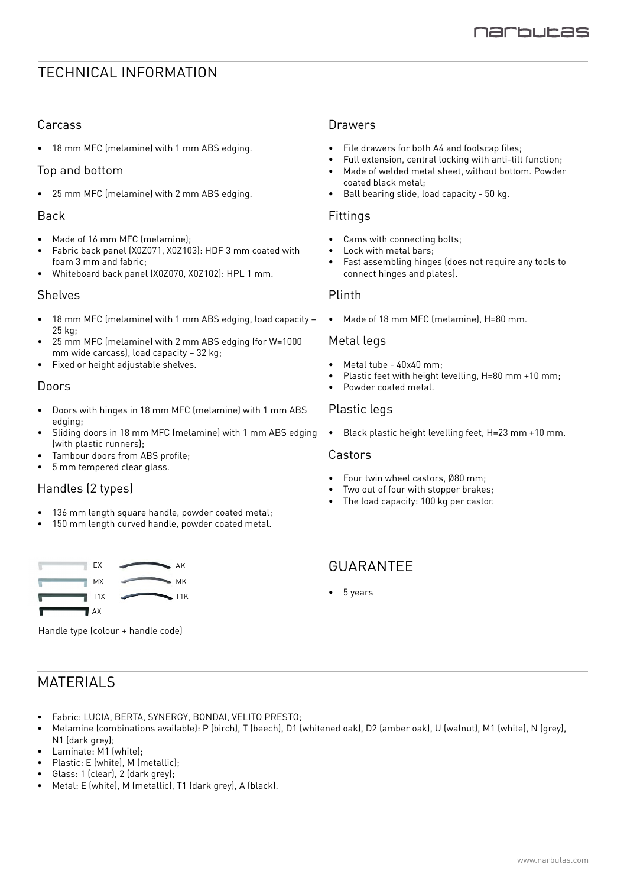# TECHNICAL INFORMATION

## Carcass

- 18 mm MFC (melamine) with 1 mm ABS edging.

## Top and bottom

- 25 mm MFC (melamine) with 2 mm ABS edging.

## Back

- Made of 16 mm MFC (melamine);
- Fabric back panel (X0Z071, X0Z103): HDF 3 mm coated with foam 3 mm and fabric;
- Whiteboard back panel (X0Z070, X0Z102): HPL 1 mm.

## Shelves

- 18 mm MFC (melamine) with 1 mm ABS edging, load capacity – 25 kg;
- 25 mm MFC (melamine) with 2 mm ABS edging (for W=1000 mm wide carcass), load capacity – 32 kg;
- Fixed or height adjustable shelves.

## Doors

- Doors with hinges in 18 mm MFC (melamine) with 1 mm ABS edging;
- Sliding doors in 18 mm MFC (melamine) with 1 mm ABS edging (with plastic runners);
- Tambour doors from ABS profile;
- 5 mm tempered clear glass.

## Handles (2 types)

- 136 mm length square handle, powder coated metal;
- 150 mm length curved handle, powder coated metal.

EX  AK
MX  MK
T1X  T1K
AX

Handle type (colour + handle code)

## Drawers

- File drawers for both A4 and foolscap files;
- Full extension, central locking with anti-tilt function;
- Made of welded metal sheet, without bottom. Powder coated black metal;
- Ball bearing slide, load capacity - 50 kg.

## Fittings

- Cams with connecting bolts;
- Lock with metal bars;
- Fast assembling hinges (does not require any tools to connect hinges and plates).

## Plinth

- Made of 18 mm MFC (melamine), H=80 mm.

## Metal legs

- Metal tube - 40x40 mm;
- Plastic feet with height levelling, H=80 mm +10 mm;
- Powder coated metal.

## Plastic legs

- Black plastic height levelling feet, H=23 mm +10 mm.

## Castors

- Four twin wheel castors, Ø80 mm;
- Two out of four with stopper brakes;
- The load capacity: 100 kg per castor.

# GUARANTEE

- 5 years

# MATERIALS

- Fabric: LUCIA, BERTA, SYNERGY, BONDAI, VELITO PRESTO;
- Melamine (combinations available): P (birch), T (beech), D1 (whitened oak), D2 (amber oak), U (walnut), M1 (white), N (grey), N1 (dark grey);
- Laminate: M1 (white);
- Plastic: E (white), M (metallic);
- Glass: 1 (clear), 2 (dark grey);
- Metal: E (white), M (metallic), T1 (dark grey), A (black).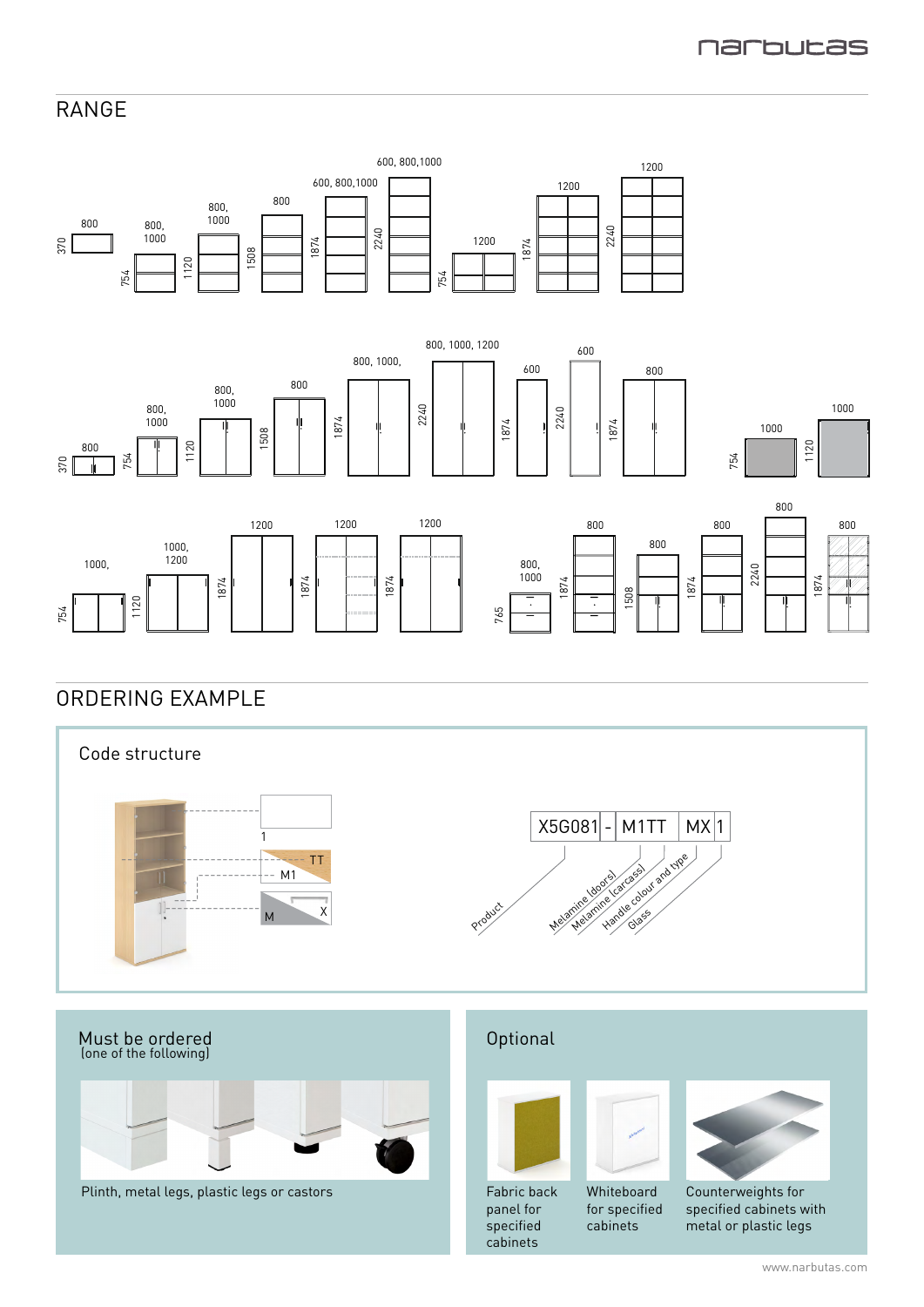## RANGE

800
370
800, 1000
754
800, 1000
1120
800
1508
600, 800,1000
1874
600, 800,1000
2240
1200
754
1200
1874
1200
2240

800
370
800, 1000
754
800, 1000
1120
800
1508
800, 1000,
1874
800, 1000, 1200
2240
600
1874
600
2240
800
1874
1000
754
1000
1120

1000,
754
1000, 1200
1120
1200
1874
1200
1874
1200
1874
800, 1000
765
800
1874
800
1508
800
1874
800
2240
800
1874

## ORDERING EXAMPLE

### Code structure

1
TT
M1
M
X

X5G081 - M1TT MX 1

Product
Melamine (doors)
Melamine (carcass)
Handle colour and type
Glass

### Must be ordered

(one of the following)

Plinth, metal legs, plastic legs or castors

### Optional

Fabric back panel for specified cabinets

Whiteboard for specified cabinets

Counterweights for specified cabinets with metal or plastic legs